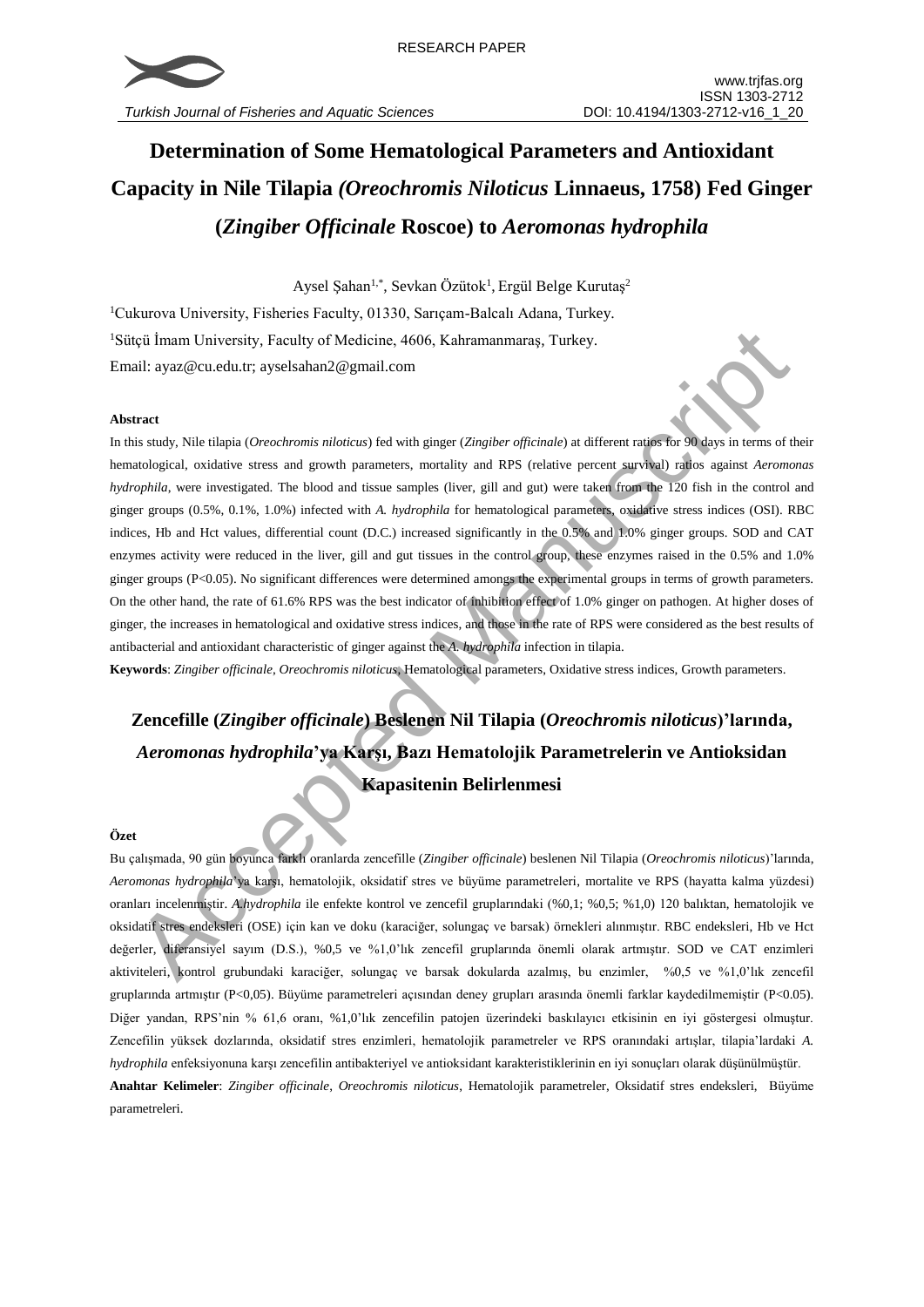RESEARCH PAPER

# Determination of Some Hematological Parameters and Antioxidant Capacity in Nile Tilapia *(Oreochromis Niloticus* Linnaeus, 1758) Fed Ginger (*Zingiber Officinale* Roscoe) to *Aeromonas hydrophila*

Aysel Şahan[1,*], Sevkan Özütok[1], Ergül Belge Kurutaş[2]

[1]Cukurova University, Fisheries Faculty, 01330, Sarıçam-Balcalı Adana, Turkey.

[1]Sütçü İmam University, Faculty of Medicine, 4606, Kahramanmaraş, Turkey.

Email: ayaz@cu.edu.tr; ayselsahan2@gmail.com

#### Abstract

In this study, Nile tilapia (*Oreochromis niloticus*) fed with ginger (*Zingiber officinale*) at different ratios for 90 days in terms of their hematological, oxidative stress and growth parameters, mortality and RPS (relative percent survival) ratios against *Aeromonas hydrophila*, were investigated. The blood and tissue samples (liver, gill and gut) were taken from the 120 fish in the control and ginger groups (0.5%, 0.1%, 1.0%) infected with *A. hydrophila* for hematological parameters, oxidative stress indices (OSI). RBC indices, Hb and Hct values, differential count (D.C.) increased significantly in the 0.5% and 1.0% ginger groups. SOD and CAT enzymes activity were reduced in the liver, gill and gut tissues in the control group, these enzymes raised in the 0.5% and 1.0% ginger groups (P<0.05). No significant differences were determined amongs the experimental groups in terms of growth parameters. On the other hand, the rate of 61.6% RPS was the best indicator of inhibition effect of 1.0% ginger on pathogen. At higher doses of ginger, the increases in hematological and oxidative stress indices, and those in the rate of RPS were considered as the best results of antibacterial and antioxidant characteristic of ginger against the *A. hydrophila* infection in tilapia.

**Keywords**: *Zingiber officinale*, *Oreochromis niloticus*, Hematological parameters, Oxidative stress indices, Growth parameters.

# Zencefille (*Zingiber officinale*) Beslenen Nil Tilapia (*Oreochromis niloticus*)'larında, *Aeromonas hydrophila*'ya Karşı, Bazı Hematolojik Parametrelerin ve Antioksidan Kapasitenin Belirlenmesi

#### Özet

Bu çalışmada, 90 gün boyunca farklı oranlarda zencefille (*Zingiber officinale*) beslenen Nil Tilapia (*Oreochromis niloticus*)'larında, *Aeromonas hydrophila*'ya karşı, hematolojik, oksidatif stres ve büyüme parametreleri, mortalite ve RPS (hayatta kalma yüzdesi) oranları incelenmiştir. *A.hydrophila* ile enfekte kontrol ve zencefil gruplarındaki (%0,1; %0,5; %1,0) 120 balıktan, hematolojik ve oksidatif stres endeksleri (OSE) için kan ve doku (karaciğer, solungaç ve barsak) örnekleri alınmıştır. RBC endeksleri, Hb ve Hct değerler, diferansiyel sayım (D.S.), %0,5 ve %1,0'lık zencefil gruplarında önemli olarak artmıştır. SOD ve CAT enzimleri aktiviteleri, kontrol grubundaki karaciğer, solungaç ve barsak dokularda azalmış, bu enzimler, %0,5 ve %1,0'lık zencefil gruplarında artmıştır (P<0,05). Büyüme parametreleri açısından deney grupları arasında önemli farklar kaydedilmemiştir (P<0.05). Diğer yandan, RPS'nin % 61,6 oranı, %1,0'lık zencefilin patojen üzerindeki baskılayıcı etkisinin en iyi göstergesi olmuştur. Zencefilin yüksek dozlarında, oksidatif stres enzimleri, hematolojik parametreler ve RPS oranındaki artışlar, tilapia'lardaki *A. hydrophila* enfeksiyonuna karşı zencefilin antibakteriyel ve antioksidant karakteristiklerinin en iyi sonuçları olarak düşünülmüştür.

**Anahtar Kelimeler**: *Zingiber officinale*, *Oreochromis niloticus*, Hematolojik parametreler, Oksidatif stres endeksleri, Büyüme parametreleri.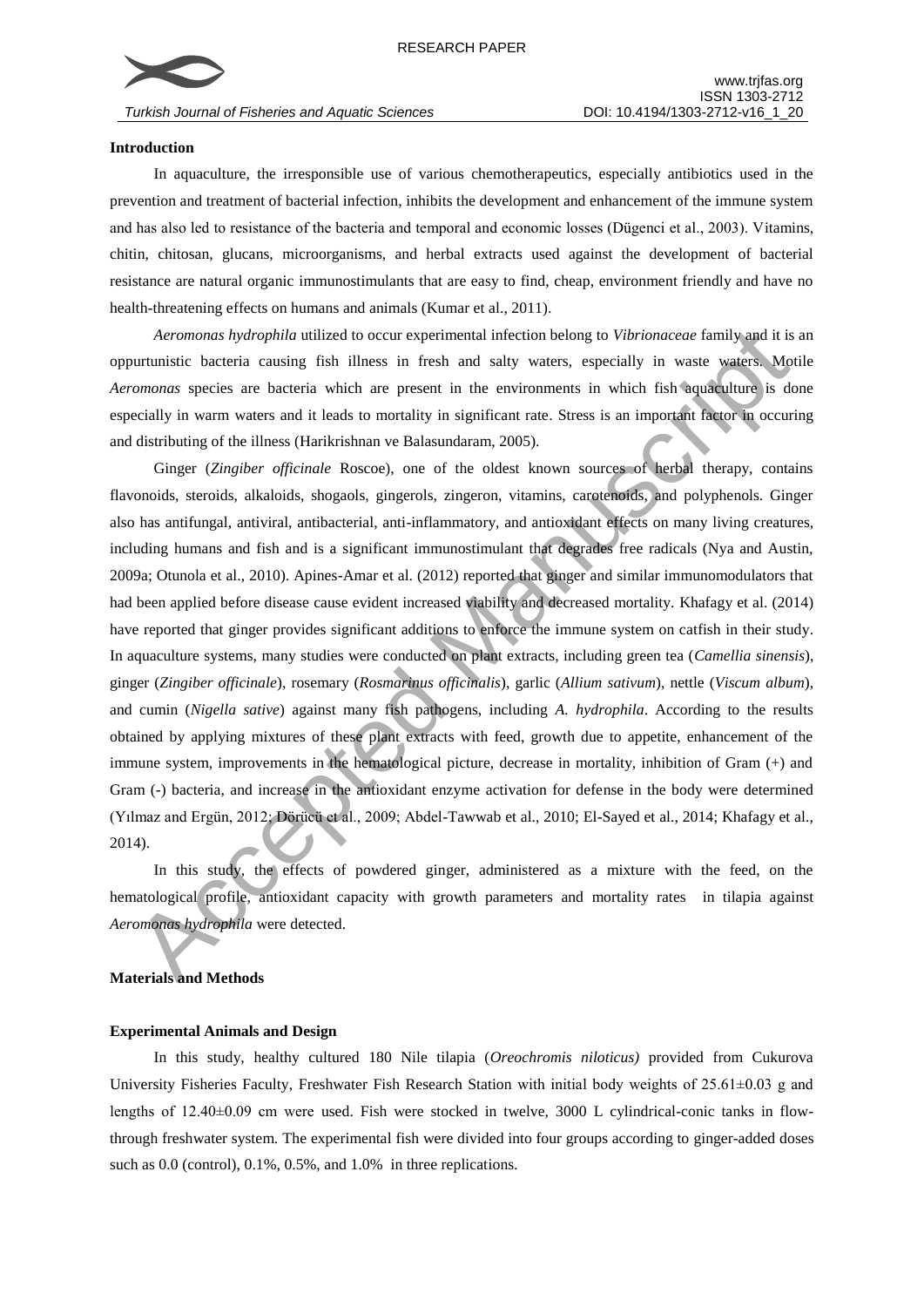## Introduction

In aquaculture, the irresponsible use of various chemotherapeutics, especially antibiotics used in the prevention and treatment of bacterial infection, inhibits the development and enhancement of the immune system and has also led to resistance of the bacteria and temporal and economic losses (Dügenci et al., 2003). Vitamins, chitin, chitosan, glucans, microorganisms, and herbal extracts used against the development of bacterial resistance are natural organic immunostimulants that are easy to find, cheap, environment friendly and have no health-threatening effects on humans and animals (Kumar et al., 2011).

*Aeromonas hydrophila* utilized to occur experimental infection belong to *Vibrionaceae* family and it is an oppurtunistic bacteria causing fish illness in fresh and salty waters, especially in waste waters. Motile *Aeromonas* species are bacteria which are present in the environments in which fish aquaculture is done especially in warm waters and it leads to mortality in significant rate. Stress is an important factor in occuring and distributing of the illness (Harikrishnan ve Balasundaram, 2005).

Ginger (*Zingiber officinale* Roscoe), one of the oldest known sources of herbal therapy, contains flavonoids, steroids, alkaloids, shogaols, gingerols, zingeron, vitamins, carotenoids, and polyphenols. Ginger also has antifungal, antiviral, antibacterial, anti-inflammatory, and antioxidant effects on many living creatures, including humans and fish and is a significant immunostimulant that degrades free radicals (Nya and Austin, 2009a; Otunola et al., 2010). Apines-Amar et al. (2012) reported that ginger and similar immunomodulators that had been applied before disease cause evident increased viability and decreased mortality. Khafagy et al. (2014) have reported that ginger provides significant additions to enforce the immune system on catfish in their study. In aquaculture systems, many studies were conducted on plant extracts, including green tea (*Camellia sinensis*), ginger (*Zingiber officinale*), rosemary (*Rosmarinus officinalis*), garlic (*Allium sativum*), nettle (*Viscum album*), and cumin (*Nigella sative*) against many fish pathogens, including *A. hydrophila*. According to the results obtained by applying mixtures of these plant extracts with feed, growth due to appetite, enhancement of the immune system, improvements in the hematological picture, decrease in mortality, inhibition of Gram (+) and Gram (-) bacteria, and increase in the antioxidant enzyme activation for defense in the body were determined (Yılmaz and Ergün, 2012; Dörücü et al., 2009; Abdel-Tawwab et al., 2010; El-Sayed et al., 2014; Khafagy et al., 2014).

In this study, the effects of powdered ginger, administered as a mixture with the feed, on the hematological profile, antioxidant capacity with growth parameters and mortality rates in tilapia against *Aeromonas hydrophila* were detected.

## Materials and Methods

### Experimental Animals and Design

In this study, healthy cultured 180 Nile tilapia (*Oreochromis niloticus)* provided from Cukurova University Fisheries Faculty, Freshwater Fish Research Station with initial body weights of 25.61±0.03 g and lengths of 12.40±0.09 cm were used. Fish were stocked in twelve, 3000 L cylindrical-conic tanks in flow-through freshwater system. The experimental fish were divided into four groups according to ginger-added doses such as 0.0 (control), 0.1%, 0.5%, and 1.0% in three replications.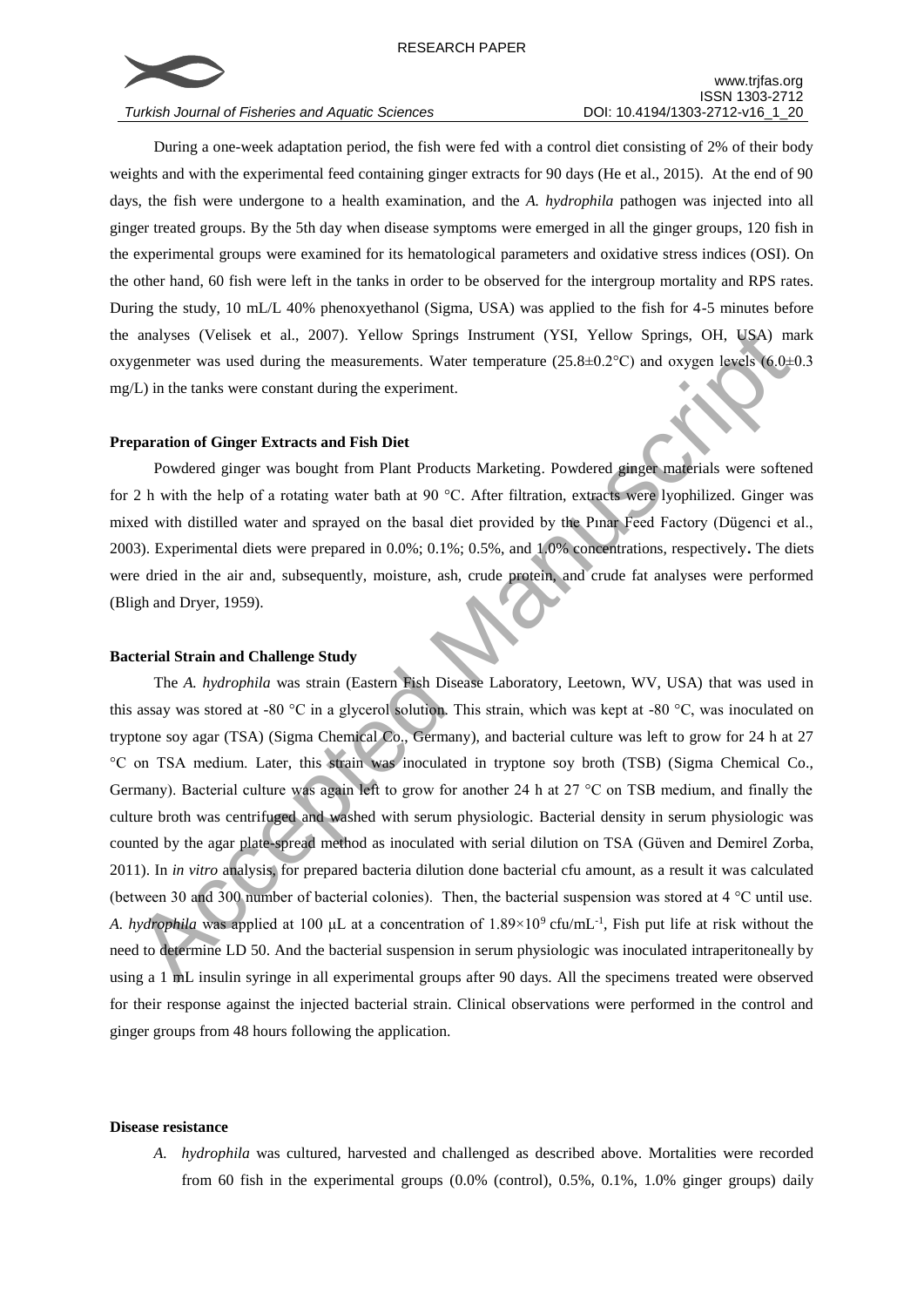During a one-week adaptation period, the fish were fed with a control diet consisting of 2% of their body weights and with the experimental feed containing ginger extracts for 90 days (He et al., 2015). At the end of 90 days, the fish were undergone to a health examination, and the *A. hydrophila* pathogen was injected into all ginger treated groups. By the 5th day when disease symptoms were emerged in all the ginger groups, 120 fish in the experimental groups were examined for its hematological parameters and oxidative stress indices (OSI). On the other hand, 60 fish were left in the tanks in order to be observed for the intergroup mortality and RPS rates. During the study, 10 mL/L 40% phenoxyethanol (Sigma, USA) was applied to the fish for 4-5 minutes before the analyses (Velisek et al., 2007). Yellow Springs Instrument (YSI, Yellow Springs, OH, USA) mark oxygenmeter was used during the measurements. Water temperature (25.8±0.2°C) and oxygen levels (6.0±0.3 mg/L) in the tanks were constant during the experiment.

**Preparation of Ginger Extracts and Fish Diet**

Powdered ginger was bought from Plant Products Marketing. Powdered ginger materials were softened for 2 h with the help of a rotating water bath at 90 °C. After filtration, extracts were lyophilized. Ginger was mixed with distilled water and sprayed on the basal diet provided by the Pınar Feed Factory (Dügenci et al., 2003). Experimental diets were prepared in 0.0%; 0.1%; 0.5%, and 1.0% concentrations, respectively**.** The diets were dried in the air and, subsequently, moisture, ash, crude protein, and crude fat analyses were performed (Bligh and Dryer, 1959).

**Bacterial Strain and Challenge Study**

The *A. hydrophila* was strain (Eastern Fish Disease Laboratory, Leetown, WV, USA) that was used in this assay was stored at -80 °C in a glycerol solution. This strain, which was kept at -80 °C, was inoculated on tryptone soy agar (TSA) (Sigma Chemical Co., Germany), and bacterial culture was left to grow for 24 h at 27 °C on TSA medium. Later, this strain was inoculated in tryptone soy broth (TSB) (Sigma Chemical Co., Germany). Bacterial culture was again left to grow for another 24 h at 27 °C on TSB medium, and finally the culture broth was centrifuged and washed with serum physiologic. Bacterial density in serum physiologic was counted by the agar plate-spread method as inoculated with serial dilution on TSA (Güven and Demirel Zorba, 2011). In *in vitro* analysis, for prepared bacteria dilution done bacterial cfu amount, as a result it was calculated (between 30 and 300 number of bacterial colonies). Then, the bacterial suspension was stored at 4 °C until use. *A. hydrophila* was applied at 100 μL at a concentration of $1.89\times10^{9}$ cfu/mL$^{-1}$, Fish put life at risk without the need to determine LD 50. And the bacterial suspension in serum physiologic was inoculated intraperitoneally by using a 1 mL insulin syringe in all experimental groups after 90 days. All the specimens treated were observed for their response against the injected bacterial strain. Clinical observations were performed in the control and ginger groups from 48 hours following the application.

**Disease resistance**

*A. hydrophila* was cultured, harvested and challenged as described above. Mortalities were recorded from 60 fish in the experimental groups (0.0% (control), 0.5%, 0.1%, 1.0% ginger groups) daily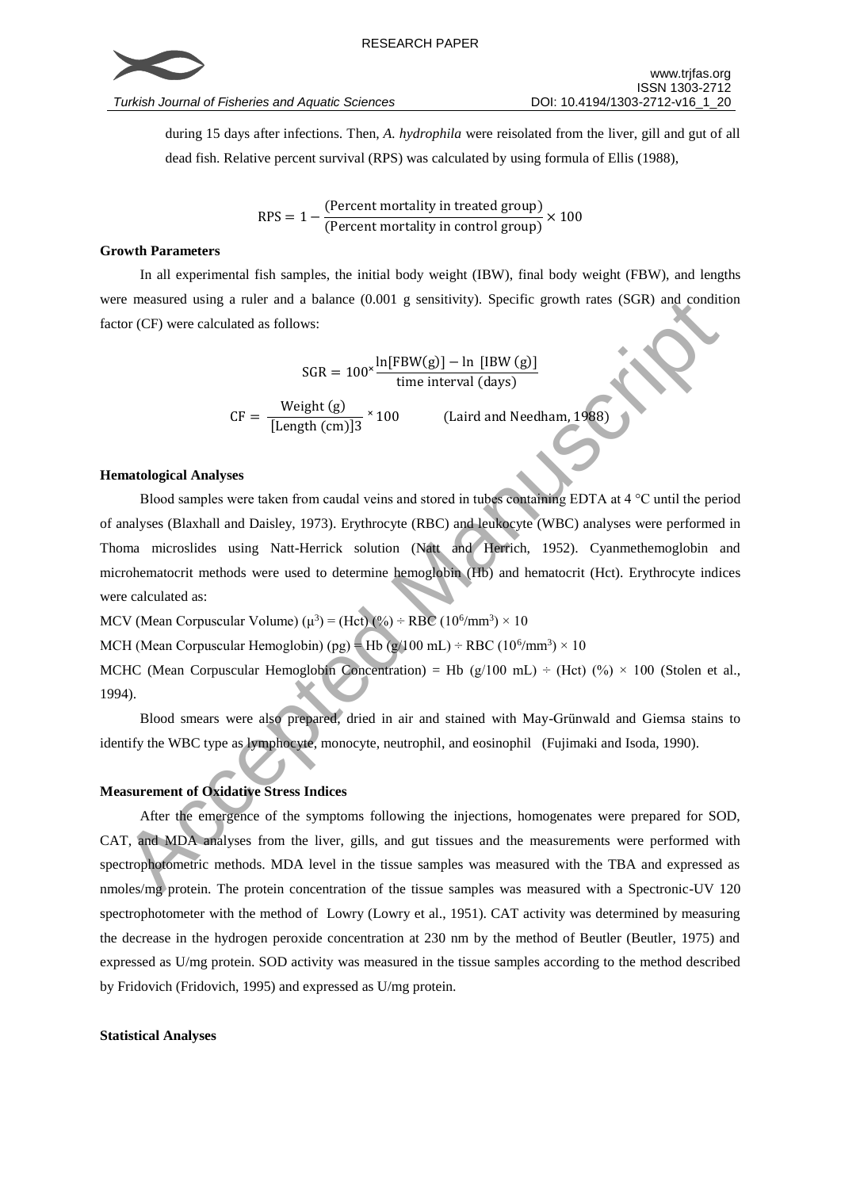during 15 days after infections. Then, *A. hydrophila* were reisolated from the liver, gill and gut of all dead fish. Relative percent survival (RPS) was calculated by using formula of Ellis (1988),

$$\text{RPS} = 1 - \frac{\text{(Percent mortality in treated group)}}{\text{(Percent mortality in control group)}} \times 100$$

**Growth Parameters**

In all experimental fish samples, the initial body weight (IBW), final body weight (FBW), and lengths were measured using a ruler and a balance (0.001 g sensitivity). Specific growth rates (SGR) and condition factor (CF) were calculated as follows:

$$\text{SGR} = 100 \times \frac{\ln[\text{FBW(g)}] - \ln\ [\text{IBW (g)}]}{\text{time interval (days)}}$$

$$\text{CF} = \frac{\text{Weight (g)}}{[\text{Length (cm)}]3} \times 100 \qquad \text{(Laird and Needham, 1988)}$$

**Hematological Analyses**

Blood samples were taken from caudal veins and stored in tubes containing EDTA at 4 °C until the period of analyses (Blaxhall and Daisley, 1973). Erythrocyte (RBC) and leukocyte (WBC) analyses were performed in Thoma microslides using Natt-Herrick solution (Natt and Herrich, 1952). Cyanmethemoglobin and microhematocrit methods were used to determine hemoglobin (Hb) and hematocrit (Hct). Erythrocyte indices were calculated as:

MCV (Mean Corpuscular Volume) ($\mu^3$) = (Hct) (%) ÷ RBC ($10^6$/mm$^3$) × 10

MCH (Mean Corpuscular Hemoglobin) (pg) = Hb (g/100 mL) ÷ RBC ($10^6$/mm$^3$) × 10

MCHC (Mean Corpuscular Hemoglobin Concentration) = Hb (g/100 mL) ÷ (Hct) (%) × 100 (Stolen et al., 1994).

Blood smears were also prepared, dried in air and stained with May-Grünwald and Giemsa stains to identify the WBC type as lymphocyte, monocyte, neutrophil, and eosinophil (Fujimaki and Isoda, 1990).

**Measurement of Oxidative Stress Indices**

After the emergence of the symptoms following the injections, homogenates were prepared for SOD, CAT, and MDA analyses from the liver, gills, and gut tissues and the measurements were performed with spectrophotometric methods. MDA level in the tissue samples was measured with the TBA and expressed as nmoles/mg protein. The protein concentration of the tissue samples was measured with a Spectronic-UV 120 spectrophotometer with the method of Lowry (Lowry et al., 1951). CAT activity was determined by measuring the decrease in the hydrogen peroxide concentration at 230 nm by the method of Beutler (Beutler, 1975) and expressed as U/mg protein. SOD activity was measured in the tissue samples according to the method described by Fridovich (Fridovich, 1995) and expressed as U/mg protein.

**Statistical Analyses**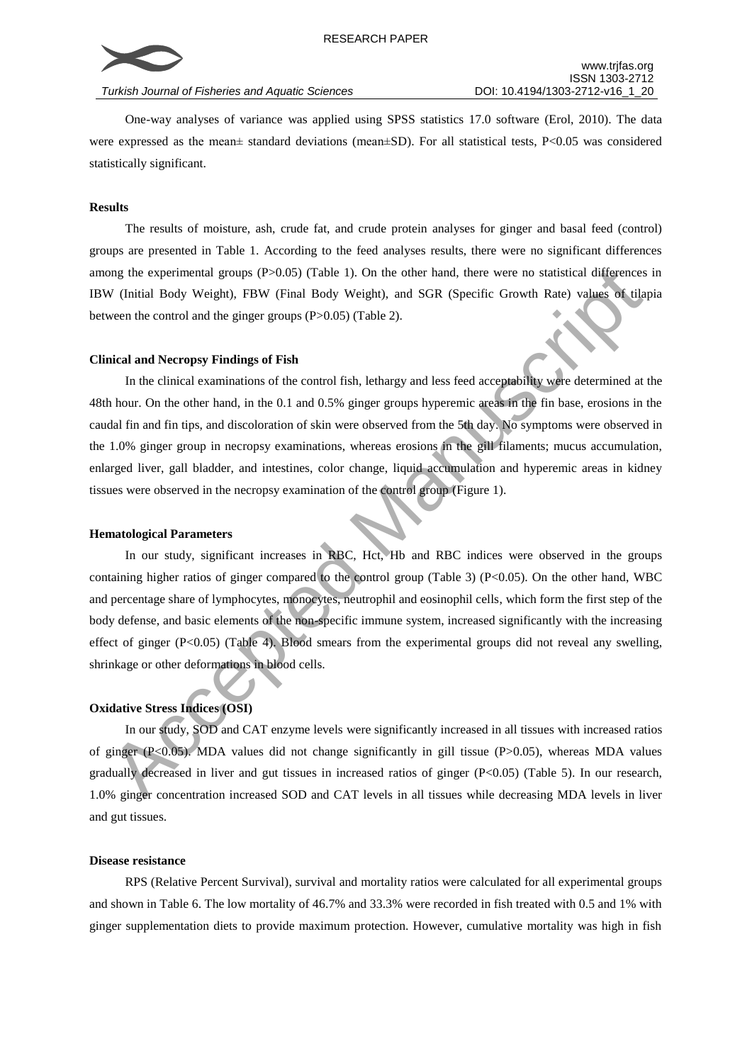One-way analyses of variance was applied using SPSS statistics 17.0 software (Erol, 2010). The data were expressed as the mean± standard deviations (mean±SD). For all statistical tests, $P<0.05$ was considered statistically significant.

**Results**

The results of moisture, ash, crude fat, and crude protein analyses for ginger and basal feed (control) groups are presented in Table 1. According to the feed analyses results, there were no significant differences among the experimental groups ($P>0.05$) (Table 1). On the other hand, there were no statistical differences in IBW (Initial Body Weight), FBW (Final Body Weight), and SGR (Specific Growth Rate) values of tilapia between the control and the ginger groups ($P>0.05$) (Table 2).

**Clinical and Necropsy Findings of Fish**

In the clinical examinations of the control fish, lethargy and less feed acceptability were determined at the 48th hour. On the other hand, in the 0.1 and 0.5% ginger groups hyperemic areas in the fin base, erosions in the caudal fin and fin tips, and discoloration of skin were observed from the 5th day. No symptoms were observed in the 1.0% ginger group in necropsy examinations, whereas erosions in the gill filaments; mucus accumulation, enlarged liver, gall bladder, and intestines, color change, liquid accumulation and hyperemic areas in kidney tissues were observed in the necropsy examination of the control group (Figure 1).

**Hematological Parameters**

In our study, significant increases in RBC, Hct, Hb and RBC indices were observed in the groups containing higher ratios of ginger compared to the control group (Table 3) ($P<0.05$). On the other hand, WBC and percentage share of lymphocytes, monocytes, neutrophil and eosinophil cells, which form the first step of the body defense, and basic elements of the non-specific immune system, increased significantly with the increasing effect of ginger ($P<0.05$) (Table 4). Blood smears from the experimental groups did not reveal any swelling, shrinkage or other deformations in blood cells.

**Oxidative Stress Indices (OSI)**

In our study, SOD and CAT enzyme levels were significantly increased in all tissues with increased ratios of ginger ($P<0.05$). MDA values did not change significantly in gill tissue ($P>0.05$), whereas MDA values gradually decreased in liver and gut tissues in increased ratios of ginger ($P<0.05$) (Table 5). In our research, 1.0% ginger concentration increased SOD and CAT levels in all tissues while decreasing MDA levels in liver and gut tissues.

**Disease resistance**

RPS (Relative Percent Survival), survival and mortality ratios were calculated for all experimental groups and shown in Table 6. The low mortality of 46.7% and 33.3% were recorded in fish treated with 0.5 and 1% with ginger supplementation diets to provide maximum protection. However, cumulative mortality was high in fish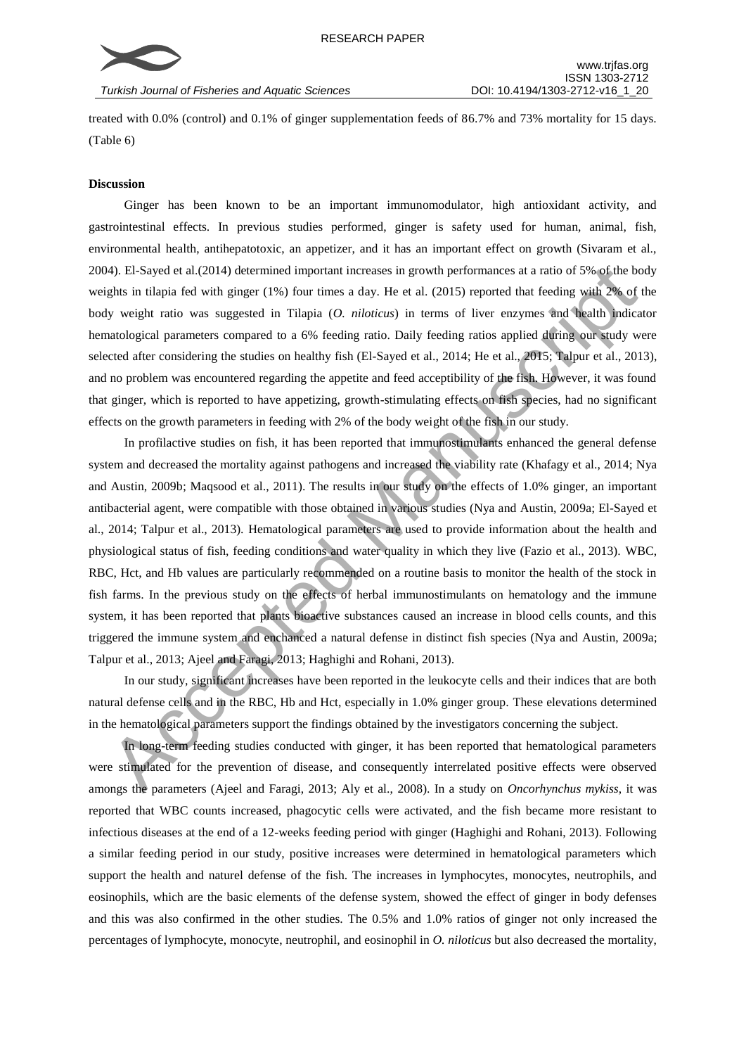treated with 0.0% (control) and 0.1% of ginger supplementation feeds of 86.7% and 73% mortality for 15 days. (Table 6)

## Discussion

Ginger has been known to be an important immunomodulator, high antioxidant activity, and gastrointestinal effects. In previous studies performed, ginger is safety used for human, animal, fish, environmental health, antihepatotoxic, an appetizer, and it has an important effect on growth (Sivaram et al., 2004). El-Sayed et al.(2014) determined important increases in growth performances at a ratio of 5% of the body weights in tilapia fed with ginger (1%) four times a day. He et al. (2015) reported that feeding with 2% of the body weight ratio was suggested in Tilapia (*O. niloticus*) in terms of liver enzymes and health indicator hematological parameters compared to a 6% feeding ratio. Daily feeding ratios applied during our study were selected after considering the studies on healthy fish (El-Sayed et al., 2014; He et al., 2015; Talpur et al., 2013), and no problem was encountered regarding the appetite and feed acceptibility of the fish. However, it was found that ginger, which is reported to have appetizing, growth-stimulating effects on fish species, had no significant effects on the growth parameters in feeding with 2% of the body weight of the fish in our study.

In profilactive studies on fish, it has been reported that immunostimulants enhanced the general defense system and decreased the mortality against pathogens and increased the viability rate (Khafagy et al., 2014; Nya and Austin, 2009b; Maqsood et al., 2011). The results in our study on the effects of 1.0% ginger, an important antibacterial agent, were compatible with those obtained in various studies (Nya and Austin, 2009a; El-Sayed et al., 2014; Talpur et al., 2013). Hematological parameters are used to provide information about the health and physiological status of fish, feeding conditions and water quality in which they live (Fazio et al., 2013). WBC, RBC, Hct, and Hb values are particularly recommended on a routine basis to monitor the health of the stock in fish farms. In the previous study on the effects of herbal immunostimulants on hematology and the immune system, it has been reported that plants bioactive substances caused an increase in blood cells counts, and this triggered the immune system and enchanced a natural defense in distinct fish species (Nya and Austin, 2009a; Talpur et al., 2013; Ajeel and Faragi, 2013; Haghighi and Rohani, 2013).

In our study, significant increases have been reported in the leukocyte cells and their indices that are both natural defense cells and in the RBC, Hb and Hct, especially in 1.0% ginger group. These elevations determined in the hematological parameters support the findings obtained by the investigators concerning the subject.

In long-term feeding studies conducted with ginger, it has been reported that hematological parameters were stimulated for the prevention of disease, and consequently interrelated positive effects were observed amongs the parameters (Ajeel and Faragi, 2013; Aly et al., 2008). In a study on *Oncorhynchus mykiss*, it was reported that WBC counts increased, phagocytic cells were activated, and the fish became more resistant to infectious diseases at the end of a 12-weeks feeding period with ginger (Haghighi and Rohani, 2013). Following a similar feeding period in our study, positive increases were determined in hematological parameters which support the health and naturel defense of the fish. The increases in lymphocytes, monocytes, neutrophils, and eosinophils, which are the basic elements of the defense system, showed the effect of ginger in body defenses and this was also confirmed in the other studies. The 0.5% and 1.0% ratios of ginger not only increased the percentages of lymphocyte, monocyte, neutrophil, and eosinophil in *O. niloticus* but also decreased the mortality,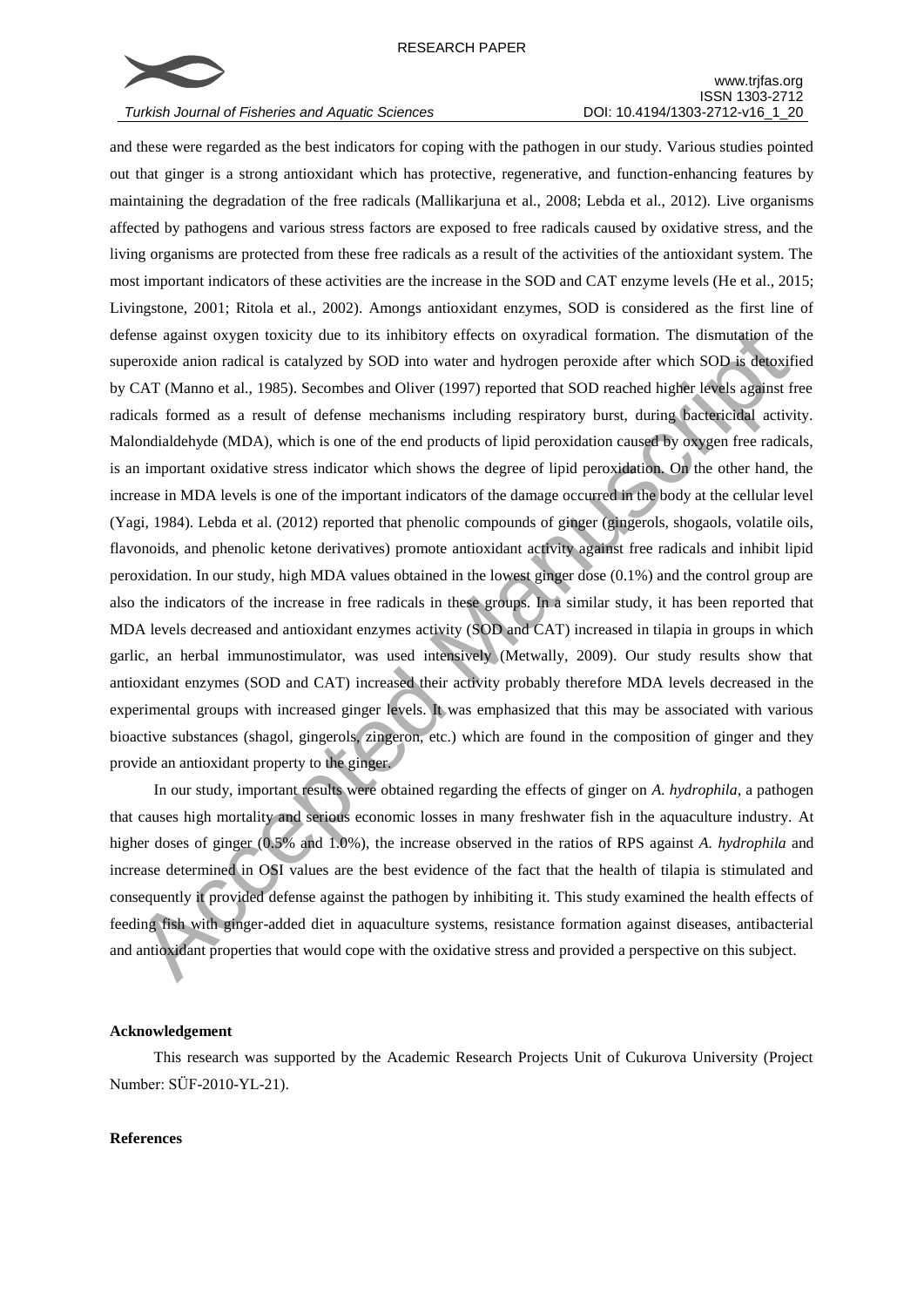and these were regarded as the best indicators for coping with the pathogen in our study. Various studies pointed out that ginger is a strong antioxidant which has protective, regenerative, and function-enhancing features by maintaining the degradation of the free radicals (Mallikarjuna et al., 2008; Lebda et al., 2012). Live organisms affected by pathogens and various stress factors are exposed to free radicals caused by oxidative stress, and the living organisms are protected from these free radicals as a result of the activities of the antioxidant system. The most important indicators of these activities are the increase in the SOD and CAT enzyme levels (He et al., 2015; Livingstone, 2001; Ritola et al., 2002). Amongs antioxidant enzymes, SOD is considered as the first line of defense against oxygen toxicity due to its inhibitory effects on oxyradical formation. The dismutation of the superoxide anion radical is catalyzed by SOD into water and hydrogen peroxide after which SOD is detoxified by CAT (Manno et al., 1985). Secombes and Oliver (1997) reported that SOD reached higher levels against free radicals formed as a result of defense mechanisms including respiratory burst, during bactericidal activity. Malondialdehyde (MDA), which is one of the end products of lipid peroxidation caused by oxygen free radicals, is an important oxidative stress indicator which shows the degree of lipid peroxidation. On the other hand, the increase in MDA levels is one of the important indicators of the damage occurred in the body at the cellular level (Yagi, 1984). Lebda et al. (2012) reported that phenolic compounds of ginger (gingerols, shogaols, volatile oils, flavonoids, and phenolic ketone derivatives) promote antioxidant activity against free radicals and inhibit lipid peroxidation. In our study, high MDA values obtained in the lowest ginger dose (0.1%) and the control group are also the indicators of the increase in free radicals in these groups. In a similar study, it has been reported that MDA levels decreased and antioxidant enzymes activity (SOD and CAT) increased in tilapia in groups in which garlic, an herbal immunostimulator, was used intensively (Metwally, 2009). Our study results show that antioxidant enzymes (SOD and CAT) increased their activity probably therefore MDA levels decreased in the experimental groups with increased ginger levels. It was emphasized that this may be associated with various bioactive substances (shagol, gingerols, zingeron, etc.) which are found in the composition of ginger and they provide an antioxidant property to the ginger.

In our study, important results were obtained regarding the effects of ginger on *A. hydrophila,* a pathogen that causes high mortality and serious economic losses in many freshwater fish in the aquaculture industry. At higher doses of ginger (0.5% and 1.0%), the increase observed in the ratios of RPS against *A. hydrophila* and increase determined in OSI values are the best evidence of the fact that the health of tilapia is stimulated and consequently it provided defense against the pathogen by inhibiting it. This study examined the health effects of feeding fish with ginger-added diet in aquaculture systems, resistance formation against diseases, antibacterial and antioxidant properties that would cope with the oxidative stress and provided a perspective on this subject.

**Acknowledgement**

This research was supported by the Academic Research Projects Unit of Cukurova University (Project Number: SÜF-2010-YL-21).

**References**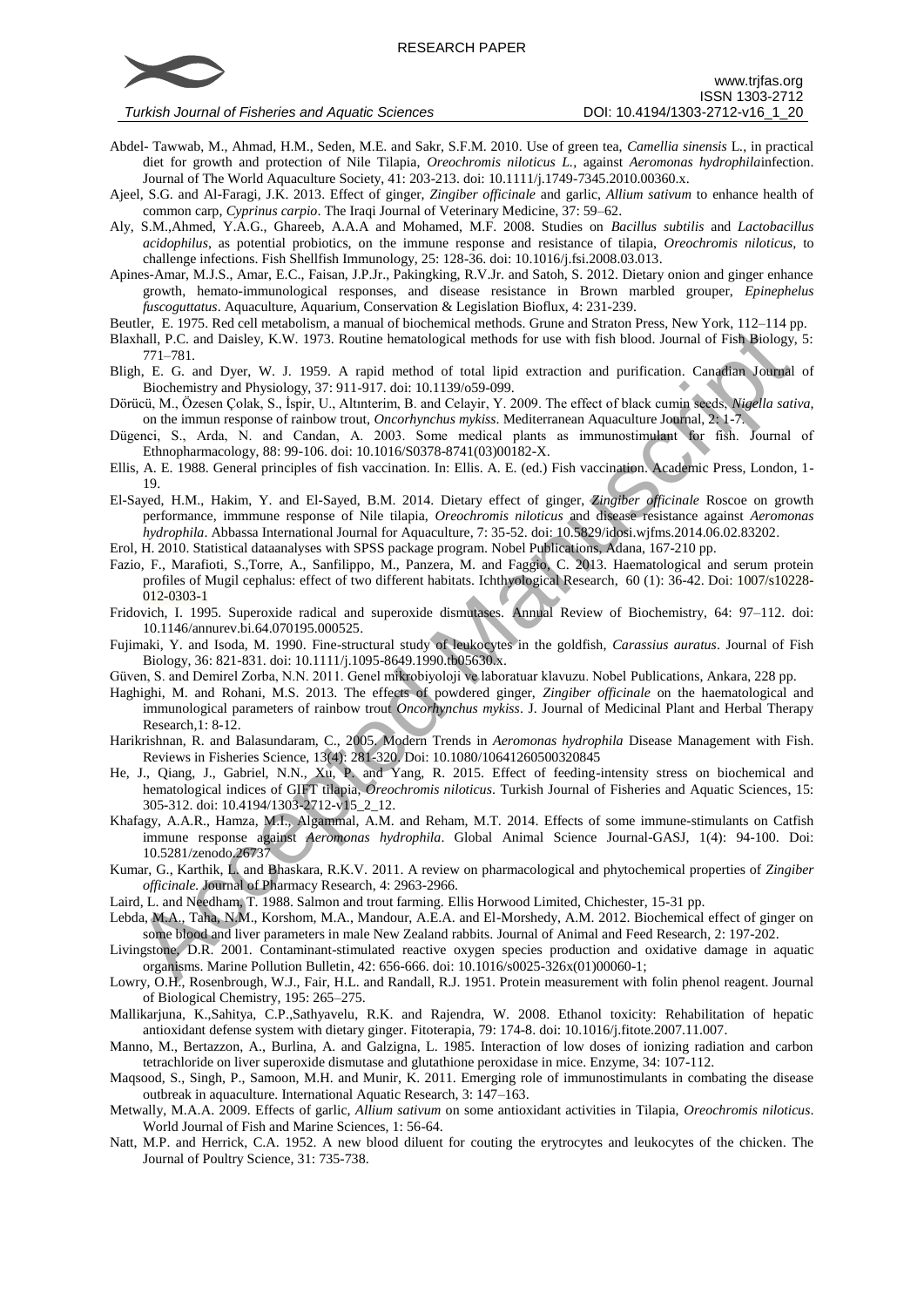Abdel- Tawwab, M., Ahmad, H.M., Seden, M.E. and Sakr, S.F.M. 2010. Use of green tea, *Camellia sinensis* L., in practical diet for growth and protection of Nile Tilapia, *Oreochromis niloticus L.*, against *Aeromonas hydrophila*infection. Journal of The World Aquaculture Society, 41: 203-213. doi: 10.1111/j.1749-7345.2010.00360.x.

Ajeel, S.G. and Al-Faragi, J.K. 2013. Effect of ginger, *Zingiber officinale* and garlic, *Allium sativum* to enhance health of common carp, *Cyprinus carpio*. The Iraqi Journal of Veterinary Medicine, 37: 59–62.

Aly, S.M.,Ahmed, Y.A.G., Ghareeb, A.A.A and Mohamed, M.F. 2008. Studies on *Bacillus subtilis* and *Lactobacillus acidophilus*, as potential probiotics, on the immune response and resistance of tilapia, *Oreochromis niloticus*, to challenge infections. Fish Shellfish Immunology, 25: 128-36. doi: 10.1016/j.fsi.2008.03.013.

Apines-Amar, M.J.S., Amar, E.C., Faisan, J.P.Jr., Pakingking, R.V.Jr. and Satoh, S. 2012. Dietary onion and ginger enhance growth, hemato-immunological responses, and disease resistance in Brown marbled grouper, *Epinephelus fuscoguttatus*. Aquaculture, Aquarium, Conservation & Legislation Bioflux, 4: 231-239.

Beutler, E. 1975. Red cell metabolism, a manual of biochemical methods. Grune and Straton Press, New York, 112–114 pp.

Blaxhall, P.C. and Daisley, K.W. 1973. Routine hematological methods for use with fish blood. Journal of Fish Biology, 5: 771–781.

Bligh, E. G. and Dyer, W. J. 1959. A rapid method of total lipid extraction and purification. Canadian Journal of Biochemistry and Physiology, 37: 911-917. doi: 10.1139/o59-099.

Dörücü, M., Özesen Çolak, S., İspir, U., Altınterim, B. and Celayir, Y. 2009. The effect of black cumin seeds, *Nigella sativa*, on the immun response of rainbow trout, *Oncorhynchus mykiss*. Mediterranean Aquaculture Journal, 2: 1-7.

Dügenci, S., Arda, N. and Candan, A. 2003. Some medical plants as immunostimulant for fish. Journal of Ethnopharmacology, 88: 99-106. doi: 10.1016/S0378-8741(03)00182-X.

Ellis, A. E. 1988. General principles of fish vaccination. In: Ellis. A. E. (ed.) Fish vaccination. Academic Press, London, 1-19.

El-Sayed, H.M., Hakim, Y. and El-Sayed, B.M. 2014. Dietary effect of ginger, *Zingiber officinale* Roscoe on growth performance, immmune response of Nile tilapia, *Oreochromis niloticus* and disease resistance against *Aeromonas hydrophila*. Abbassa International Journal for Aquaculture, 7: 35-52. doi: 10.5829/idosi.wjfms.2014.06.02.83202.

Erol, H. 2010. Statistical dataanalyses with SPSS package program. Nobel Publications, Adana, 167-210 pp.

Fazio, F., Marafioti, S.,Torre, A., Sanfilippo, M., Panzera, M. and Faggio, C. 2013. Haematological and serum protein profiles of Mugil cephalus: effect of two different habitats. Ichthyological Research, 60 (1): 36-42. Doi: 1007/s10228-012-0303-1

Fridovich, I. 1995. Superoxide radical and superoxide dismutases. Annual Review of Biochemistry, 64: 97–112. doi: 10.1146/annurev.bi.64.070195.000525.

Fujimaki, Y. and Isoda, M. 1990. Fine-structural study of leukocytes in the goldfish, *Carassius auratus*. Journal of Fish Biology, 36: 821-831. doi: 10.1111/j.1095-8649.1990.tb05630.x.

Güven, S. and Demirel Zorba, N.N. 2011. Genel mikrobiyoloji ve laboratuar klavuzu. Nobel Publications, Ankara, 228 pp.

Haghighi, M. and Rohani, M.S. 2013. The effects of powdered ginger, *Zingiber officinale* on the haematological and immunological parameters of rainbow trout *Oncorhynchus mykiss*. J. Journal of Medicinal Plant and Herbal Therapy Research,1: 8-12.

Harikrishnan, R. and Balasundaram, C., 2005. Modern Trends in *Aeromonas hydrophila* Disease Management with Fish. Reviews in Fisheries Science, 13(4): 281-320. Doi: 10.1080/10641260500320845

He, J., Qiang, J., Gabriel, N.N., Xu, P. and Yang, R. 2015. Effect of feeding-intensity stress on biochemical and hematological indices of GIFT tilapia, *Oreochromis niloticus*. Turkish Journal of Fisheries and Aquatic Sciences, 15: 305-312. doi: 10.4194/1303-2712-v15_2_12.

Khafagy, A.A.R., Hamza, M.I., Algammal, A.M. and Reham, M.T. 2014. Effects of some immune-stimulants on Catfish immune response against *Aeromonas hydrophila*. Global Animal Science Journal-GASJ, 1(4): 94-100. Doi: 10.5281/zenodo.26737

Kumar, G., Karthik, L. and Bhaskara, R.K.V. 2011. A review on pharmacological and phytochemical properties of *Zingiber officinale*. Journal of Pharmacy Research, 4: 2963-2966.

Laird, L. and Needham, T. 1988. Salmon and trout farming. Ellis Horwood Limited, Chichester, 15-31 pp.

Lebda, M.A., Taha, N.M., Korshom, M.A., Mandour, A.E.A. and El-Morshedy, A.M. 2012. Biochemical effect of ginger on some blood and liver parameters in male New Zealand rabbits. Journal of Animal and Feed Research, 2: 197-202.

Livingstone, D.R. 2001. Contaminant-stimulated reactive oxygen species production and oxidative damage in aquatic organisms. Marine Pollution Bulletin, 42: 656-666. doi: 10.1016/s0025-326x(01)00060-1;

Lowry, O.H., Rosenbrough, W.J., Fair, H.L. and Randall, R.J. 1951. Protein measurement with folin phenol reagent. Journal of Biological Chemistry, 195: 265–275.

Mallikarjuna, K.,Sahitya, C.P.,Sathyavelu, R.K. and Rajendra, W. 2008. Ethanol toxicity: Rehabilitation of hepatic antioxidant defense system with dietary ginger. Fitoterapia, 79: 174-8. doi: 10.1016/j.fitote.2007.11.007.

Manno, M., Bertazzon, A., Burlina, A. and Galzigna, L. 1985. Interaction of low doses of ionizing radiation and carbon tetrachloride on liver superoxide dismutase and glutathione peroxidase in mice. Enzyme, 34: 107-112.

Maqsood, S., Singh, P., Samoon, M.H. and Munir, K. 2011. Emerging role of immunostimulants in combating the disease outbreak in aquaculture. International Aquatic Research, 3: 147–163.

Metwally, M.A.A. 2009. Effects of garlic, *Allium sativum* on some antioxidant activities in Tilapia, *Oreochromis niloticus*. World Journal of Fish and Marine Sciences, 1: 56-64.

Natt, M.P. and Herrick, C.A. 1952. A new blood diluent for couting the erytrocytes and leukocytes of the chicken. The Journal of Poultry Science, 31: 735-738.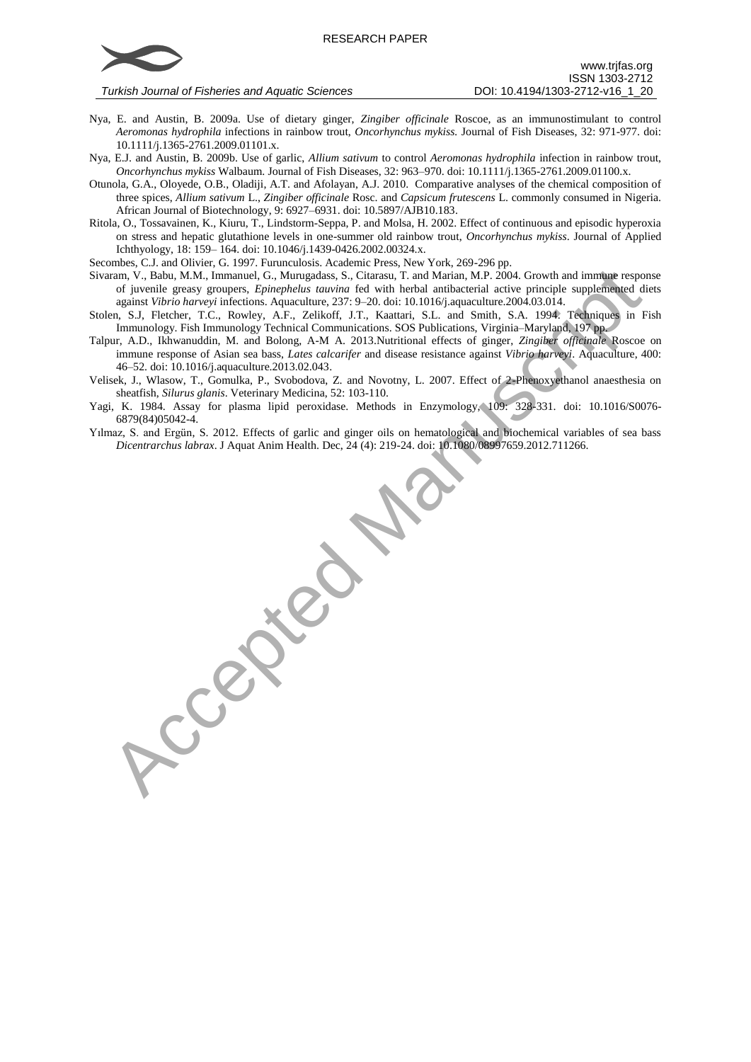Nya, E. and Austin, B. 2009a. Use of dietary ginger, *Zingiber officinale* Roscoe, as an immunostimulant to control *Aeromonas hydrophila* infections in rainbow trout, *Oncorhynchus mykiss*. Journal of Fish Diseases, 32: 971-977. doi: 10.1111/j.1365-2761.2009.01101.x.

Nya, E.J. and Austin, B. 2009b. Use of garlic, *Allium sativum* to control *Aeromonas hydrophila* infection in rainbow trout, *Oncorhynchus mykiss* Walbaum. Journal of Fish Diseases, 32: 963–970. doi: 10.1111/j.1365-2761.2009.01100.x.

Otunola, G.A., Oloyede, O.B., Oladiji, A.T. and Afolayan, A.J. 2010. Comparative analyses of the chemical composition of three spices, *Allium sativum* L., *Zingiber officinale* Rosc. and *Capsicum frutescens* L. commonly consumed in Nigeria. African Journal of Biotechnology, 9: 6927–6931. doi: 10.5897/AJB10.183.

Ritola, O., Tossavainen, K., Kiuru, T., Lindstorm-Seppa, P. and Molsa, H. 2002. Effect of continuous and episodic hyperoxia on stress and hepatic glutathione levels in one-summer old rainbow trout, *Oncorhynchus mykiss*. Journal of Applied Ichthyology, 18: 159– 164. doi: 10.1046/j.1439-0426.2002.00324.x.

Secombes, C.J. and Olivier, G. 1997. Furunculosis. Academic Press, New York, 269-296 pp.

Sivaram, V., Babu, M.M., Immanuel, G., Murugadass, S., Citarasu, T. and Marian, M.P. 2004. Growth and immune response of juvenile greasy groupers, *Epinephelus tauvina* fed with herbal antibacterial active principle supplemented diets against *Vibrio harveyi* infections. Aquaculture, 237: 9–20. doi: 10.1016/j.aquaculture.2004.03.014.

Stolen, S.J, Fletcher, T.C., Rowley, A.F., Zelikoff, J.T., Kaattari, S.L. and Smith, S.A. 1994. Techniques in Fish Immunology. Fish Immunology Technical Communications. SOS Publications, Virginia–Maryland, 197 pp.

Talpur, A.D., Ikhwanuddin, M. and Bolong, A-M A. 2013.Nutritional effects of ginger, *Zingiber officinale* Roscoe on immune response of Asian sea bass, *Lates calcarifer* and disease resistance against *Vibrio harveyi*. Aquaculture, 400: 46–52. doi: 10.1016/j.aquaculture.2013.02.043.

Velisek, J., Wlasow, T., Gomulka, P., Svobodova, Z. and Novotny, L. 2007. Effect of 2-Phenoxyethanol anaesthesia on sheatfish, *Silurus glanis*. Veterinary Medicina, 52: 103-110.

Yagi, K. 1984. Assay for plasma lipid peroxidase. Methods in Enzymology, 109: 328-331. doi: 10.1016/S0076-6879(84)05042-4.

Yılmaz, S. and Ergün, S. 2012. Effects of garlic and ginger oils on hematological and biochemical variables of sea bass *Dicentrarchus labrax*. J Aquat Anim Health. Dec, 24 (4): 219-24. doi: 10.1080/08997659.2012.711266.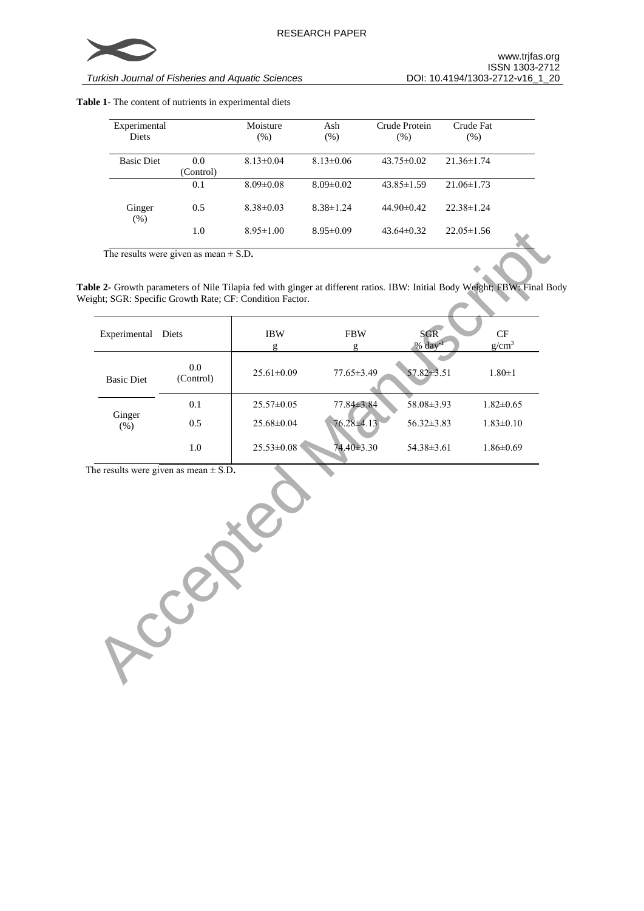**Table 1-** The content of nutrients in experimental diets

| Experimental Diets | | Moisture (%) | Ash (%) | Crude Protein (%) | Crude Fat (%) |
|---|---|---|---|---|---|
| Basic Diet | 0.0 (Control) | 8.13±0.04 | 8.13±0.06 | 43.75±0.02 | 21.36±1.74 |
| Ginger (%) | 0.1 | 8.09±0.08 | 8.09±0.02 | 43.85±1.59 | 21.06±1.73 |
| | 0.5 | 8.38±0.03 | 8.38±1.24 | 44.90±0.42 | 22.38±1.24 |
| | 1.0 | 8.95±1.00 | 8.95±0.09 | 43.64±0.32 | 22.05±1.56 |

The results were given as mean ± S.D.

**Table 2-** Growth parameters of Nile Tilapia fed with ginger at different ratios. IBW: Initial Body Weight; FBW: Final Body Weight; SGR: Specific Growth Rate; CF: Condition Factor.

| Experimental Diets | | IBW g | FBW g | SGR % day$^{-1}$ | CF g/cm$^3$ |
|---|---|---|---|---|---|
| Basic Diet | 0.0 (Control) | 25.61±0.09 | 77.65±3.49 | 57.82±3.51 | 1.80±1 |
| Ginger (%) | 0.1 | 25.57±0.05 | 77.84±3.84 | 58.08±3.93 | 1.82±0.65 |
| | 0.5 | 25.68±0.04 | 76.28±4.13 | 56.32±3.83 | 1.83±0.10 |
| | 1.0 | 25.53±0.08 | 74.40±3.30 | 54.38±3.61 | 1.86±0.69 |

The results were given as mean ± S.D.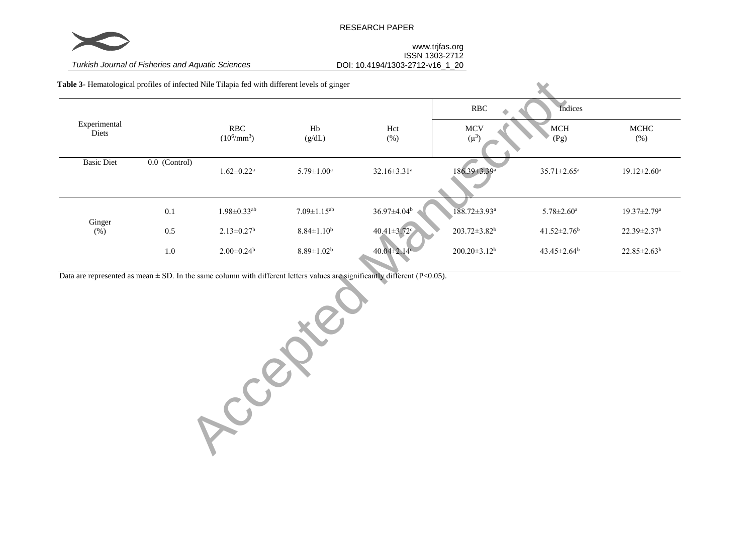**Table 3-** Hematological profiles of infected Nile Tilapia fed with different levels of ginger

| Experimental Diets | | RBC ($10^6$/mm$^3$) | Hb (g/dL) | Hct (%) | RBC Indices | | |
|---|---|---|---|---|---|---|---|
| | | | | | MCV ($\mu^3$) | MCH (Pg) | MCHC (%) |
| Basic Diet | 0.0 (Control) | 1.62±0.22[a] | 5.79±1.00[a] | 32.16±3.31[a] | 186.39±3.39[a] | 35.71±2.65[a] | 19.12±2.60[a] |
| Ginger (%) | 0.1 | 1.98±0.33[ab] | 7.09±1.15[ab] | 36.97±4.04[b] | 188.72±3.93[a] | 5.78±2.60[a] | 19.37±2.79[a] |
| | 0.5 | 2.13±0.27[b] | 8.84±1.10[b] | 40.41±3.72[c] | 203.72±3.82[b] | 41.52±2.76[b] | 22.39±2.37[b] |
| | 1.0 | 2.00±0.24[b] | 8.89±1.02[b] | 40.04±2.14[c] | 200.20±3.12[b] | 43.45±2.64[b] | 22.85±2.63[b] |

Data are represented as mean ± SD. In the same column with different letters values are significantly different (P<0.05).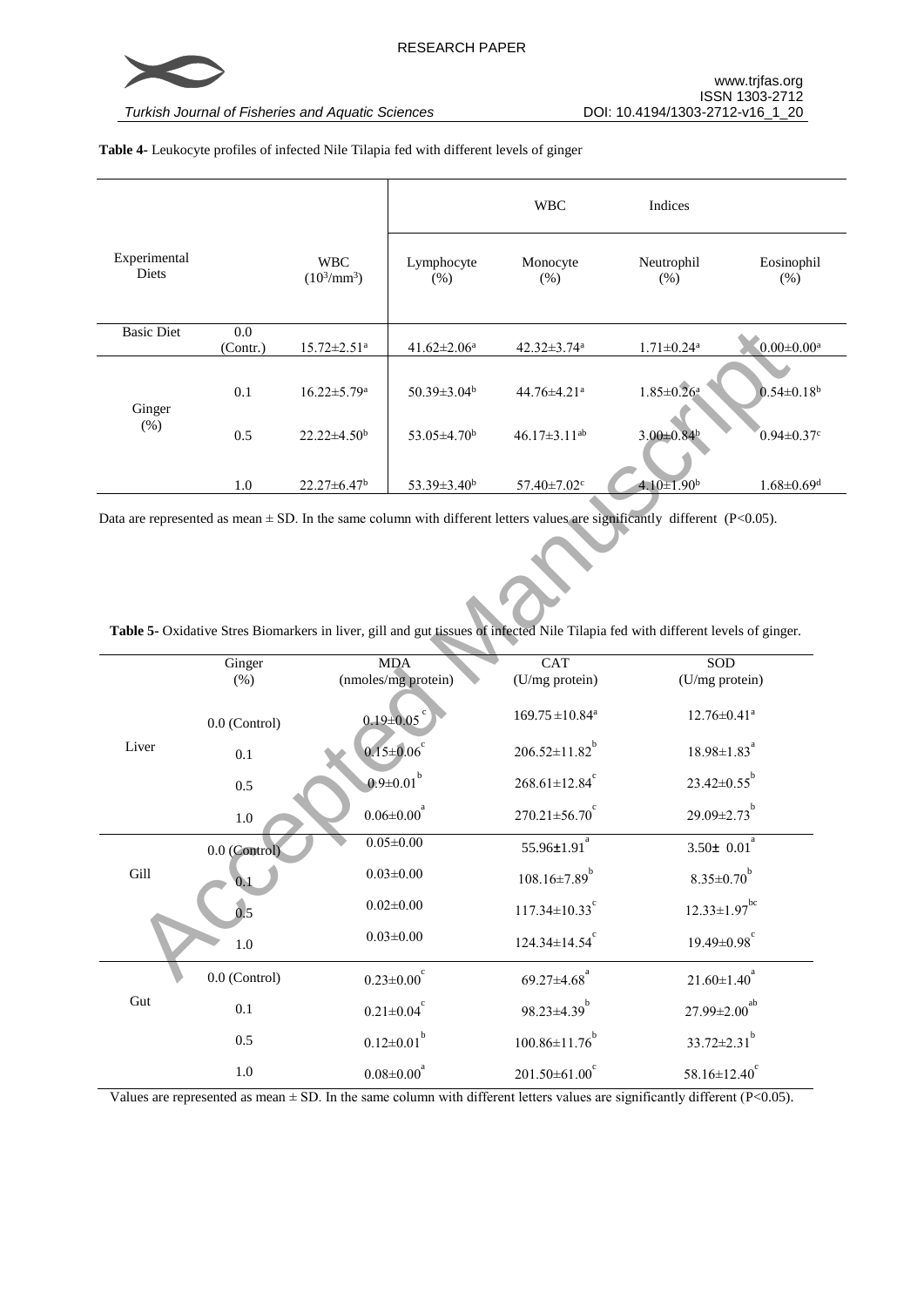**Table 4-** Leukocyte profiles of infected Nile Tilapia fed with different levels of ginger

| Experimental Diets | | WBC ($10^3$/mm$^3$) | WBC Indices | | | |
|---|---|---|---|---|---|---|
| | | | Lymphocyte (%) | Monocyte (%) | Neutrophil (%) | Eosinophil (%) |
| Basic Diet | 0.0 (Contr.) | 15.72±2.51[a] | 41.62±2.06[a] | 42.32±3.74[a] | 1.71±0.24[a] | 0.00±0.00[a] |
| Ginger (%) | 0.1 | 16.22±5.79[a] | 50.39±3.04[b] | 44.76±4.21[a] | 1.85±0.26[a] | 0.54±0.18[b] |
| | 0.5 | 22.22±4.50[b] | 53.05±4.70[b] | 46.17±3.11[ab] | 3.00±0.84[b] | 0.94±0.37[c] |
| | 1.0 | 22.27±6.47[b] | 53.39±3.40[b] | 57.40±7.02[c] | 4.10±1.90[b] | 1.68±0.69[d] |

Data are represented as mean ± SD. In the same column with different letters values are significantly different (P<0.05).

**Table 5-** Oxidative Stres Biomarkers in liver, gill and gut tissues of infected Nile Tilapia fed with different levels of ginger.

| | Ginger (%) | MDA (nmoles/mg protein) | CAT (U/mg protein) | SOD (U/mg protein) |
|---|---|---|---|---|
| Liver | 0.0 (Control) | 0.19±0.05[c] | 169.75±10.84[a] | 12.76±0.41[a] |
| | 0.1 | 0.15±0.06[c] | 206.52±11.82[b] | 18.98±1.83[a] |
| | 0.5 | 0.9±0.01[b] | 268.61±12.84[c] | 23.42±0.55[b] |
| | 1.0 | 0.06±0.00[a] | 270.21±56.70[c] | 29.09±2.73[b] |
| Gill | 0.0 (Control) | 0.05±0.00 | 55.96±1.91[a] | 3.50± 0.01[a] |
| | 0.1 | 0.03±0.00 | 108.16±7.89[b] | 8.35±0.70[b] |
| | 0.5 | 0.02±0.00 | 117.34±10.33[c] | 12.33±1.97[bc] |
| | 1.0 | 0.03±0.00 | 124.34±14.54[c] | 19.49±0.98[c] |
| Gut | 0.0 (Control) | 0.23±0.00[c] | 69.27±4.68[a] | 21.60±1.40[a] |
| | 0.1 | 0.21±0.04[c] | 98.23±4.39[b] | 27.99±2.00[ab] |
| | 0.5 | 0.12±0.01[b] | 100.86±11.76[b] | 33.72±2.31[b] |
| | 1.0 | 0.08±0.00[a] | 201.50±61.00[c] | 58.16±12.40[c] |

Values are represented as mean ± SD. In the same column with different letters values are significantly different (P<0.05).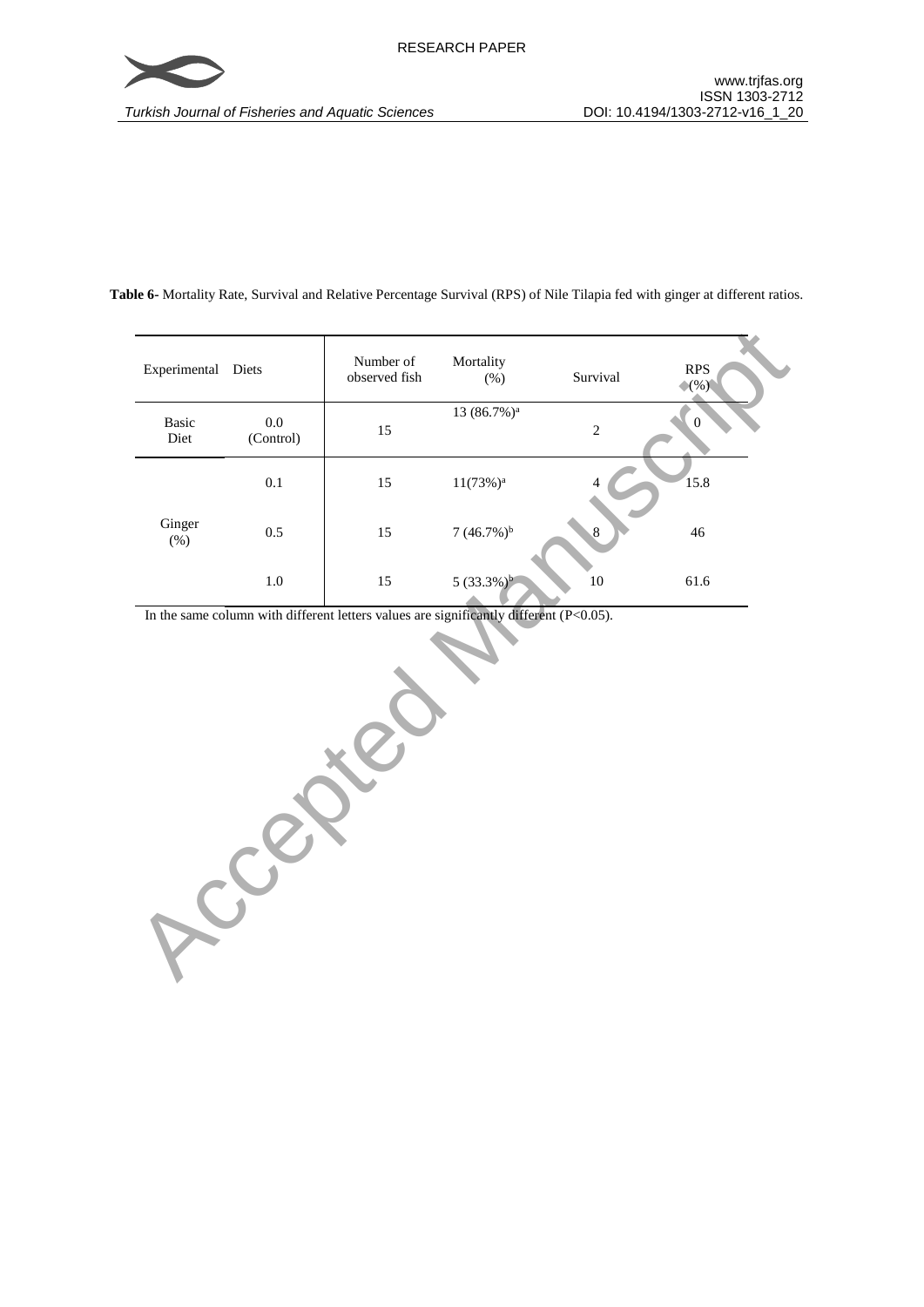**Table 6-** Mortality Rate, Survival and Relative Percentage Survival (RPS) of Nile Tilapia fed with ginger at different ratios.

| Experimental | Diets | Number of observed fish | Mortality (%) | Survival | RPS (%) |
|---|---|---|---|---|---|
| Basic Diet | 0.0 (Control) | 15 | 13 (86.7%)[a] | 2 | 0 |
| Ginger (%) | 0.1 | 15 | 11(73%)[a] | 4 | 15.8 |
| | 0.5 | 15 | 7 (46.7%)[b] | 8 | 46 |
| | 1.0 | 15 | 5 (33.3%)[b] | 10 | 61.6 |

In the same column with different letters values are significantly different ($P<0.05$).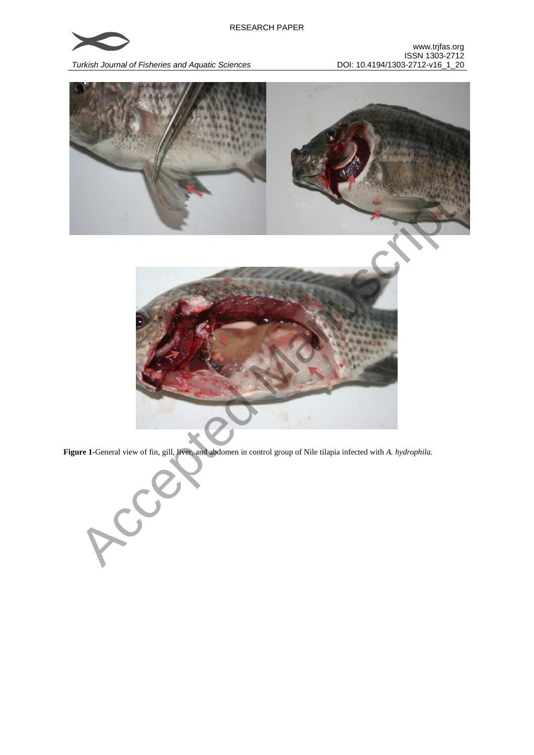**Figure 1-**General view of fin, gill, liver, and abdomen in control group of Nile tilapia infected with *A. hydrophila.*